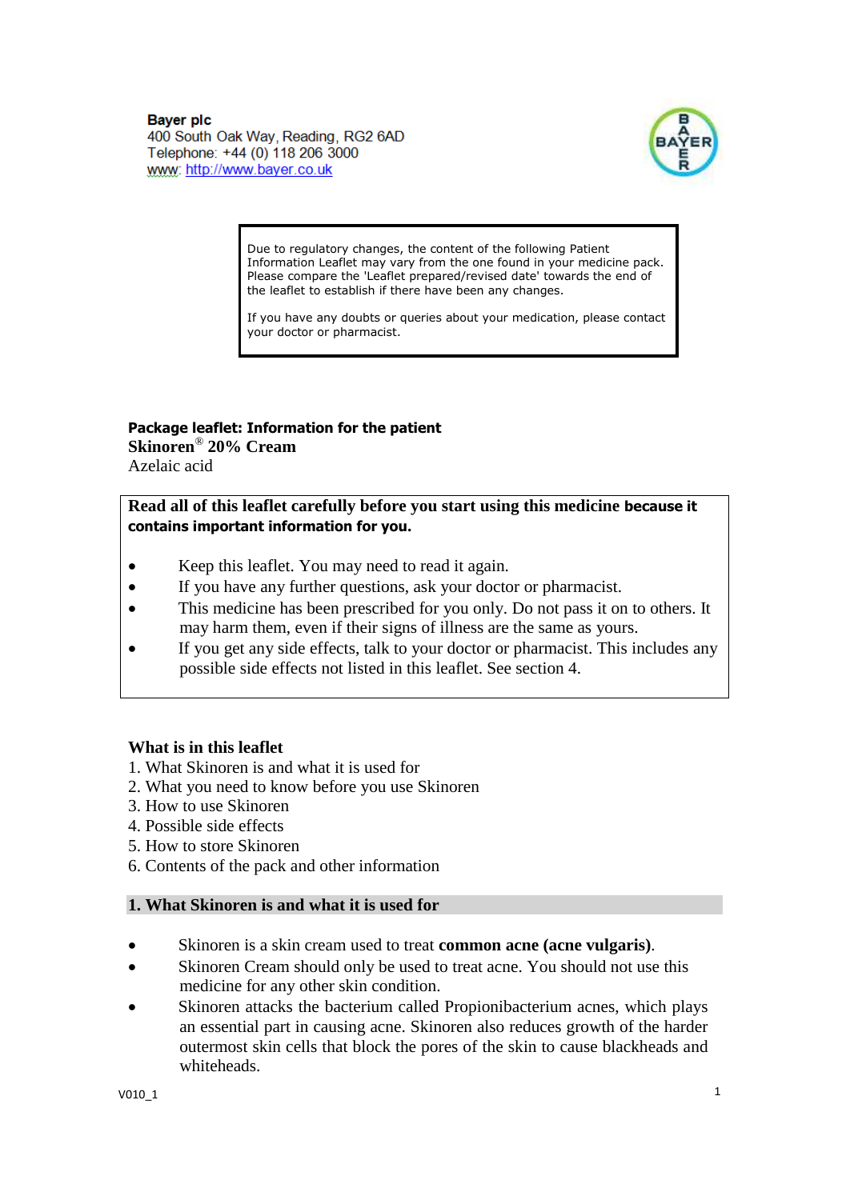**Bayer plc**
400 South Oak Way, Reading, RG2 6AD
Telephone: +44 (0) 118 206 3000
www: http://www.bayer.co.uk

Due to regulatory changes, the content of the following Patient Information Leaflet may vary from the one found in your medicine pack. Please compare the 'Leaflet prepared/revised date' towards the end of the leaflet to establish if there have been any changes.

If you have any doubts or queries about your medication, please contact your doctor or pharmacist.

**Package leaflet: Information for the patient**
**Skinoren® 20% Cream**
Azelaic acid

**Read all of this leaflet carefully before you start using this medicine because it contains important information for you.**

- Keep this leaflet. You may need to read it again.
- If you have any further questions, ask your doctor or pharmacist.
- This medicine has been prescribed for you only. Do not pass it on to others. It may harm them, even if their signs of illness are the same as yours.
- If you get any side effects, talk to your doctor or pharmacist. This includes any possible side effects not listed in this leaflet. See section 4.

**What is in this leaflet**
1. What Skinoren is and what it is used for
2. What you need to know before you use Skinoren
3. How to use Skinoren
4. Possible side effects
5. How to store Skinoren
6. Contents of the pack and other information

## 1. What Skinoren is and what it is used for

- Skinoren is a skin cream used to treat **common acne (acne vulgaris)**.
- Skinoren Cream should only be used to treat acne. You should not use this medicine for any other skin condition.
- Skinoren attacks the bacterium called Propionibacterium acnes, which plays an essential part in causing acne. Skinoren also reduces growth of the harder outermost skin cells that block the pores of the skin to cause blackheads and whiteheads.

V010_1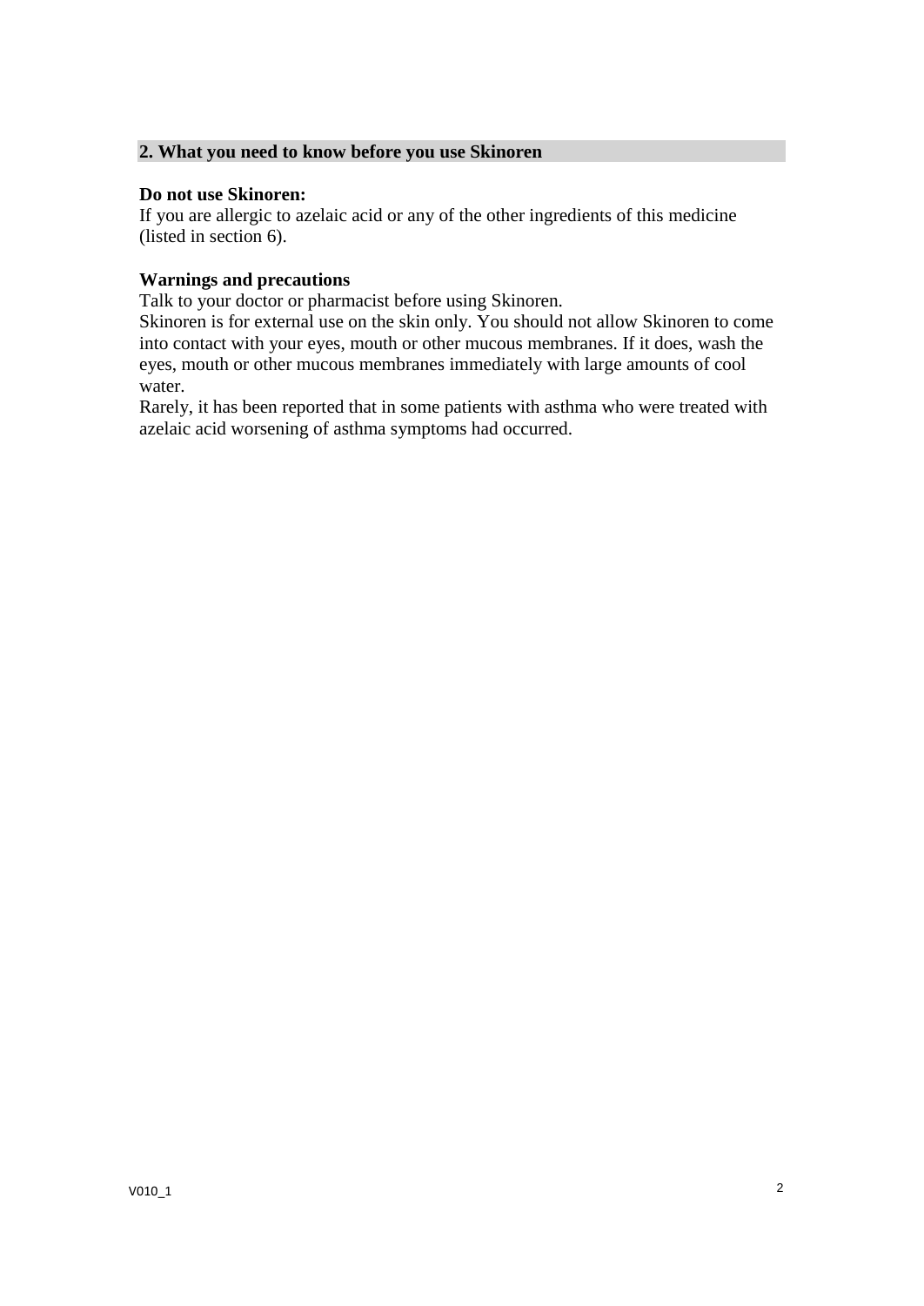## 2. What you need to know before you use Skinoren

**Do not use Skinoren:**
If you are allergic to azelaic acid or any of the other ingredients of this medicine (listed in section 6).

**Warnings and precautions**
Talk to your doctor or pharmacist before using Skinoren.
Skinoren is for external use on the skin only. You should not allow Skinoren to come into contact with your eyes, mouth or other mucous membranes. If it does, wash the eyes, mouth or other mucous membranes immediately with large amounts of cool water.
Rarely, it has been reported that in some patients with asthma who were treated with azelaic acid worsening of asthma symptoms had occurred.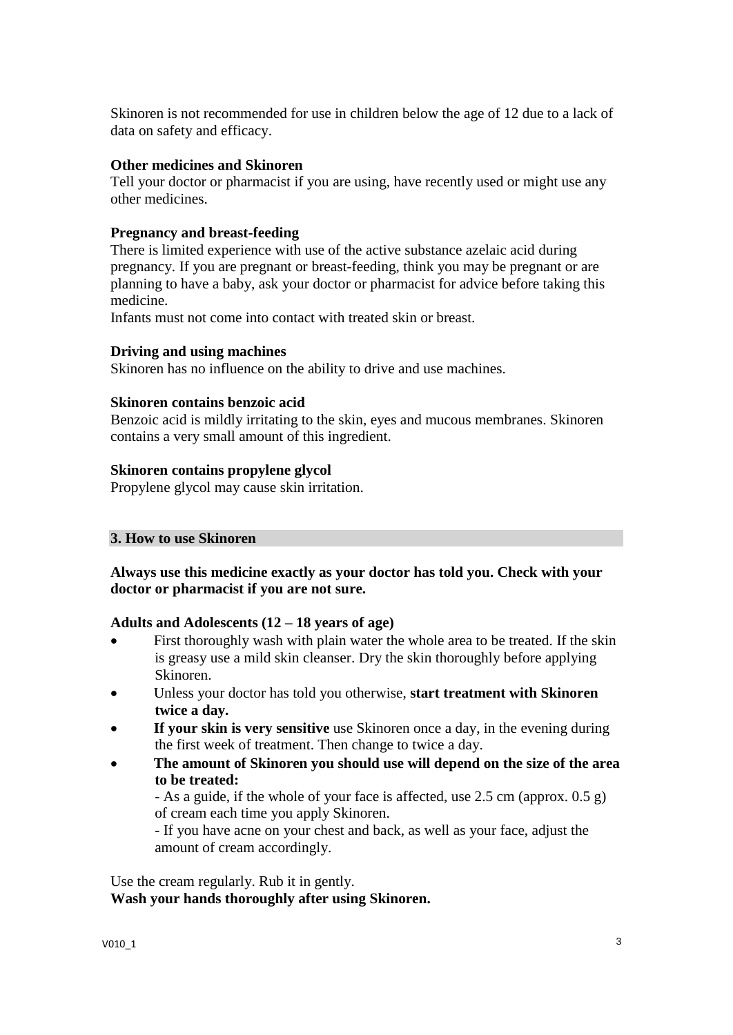Skinoren is not recommended for use in children below the age of 12 due to a lack of data on safety and efficacy.

**Other medicines and Skinoren**

Tell your doctor or pharmacist if you are using, have recently used or might use any other medicines.

**Pregnancy and breast-feeding**

There is limited experience with use of the active substance azelaic acid during pregnancy. If you are pregnant or breast-feeding, think you may be pregnant or are planning to have a baby, ask your doctor or pharmacist for advice before taking this medicine.

Infants must not come into contact with treated skin or breast.

**Driving and using machines**

Skinoren has no influence on the ability to drive and use machines.

**Skinoren contains benzoic acid**

Benzoic acid is mildly irritating to the skin, eyes and mucous membranes. Skinoren contains a very small amount of this ingredient.

**Skinoren contains propylene glycol**

Propylene glycol may cause skin irritation.

## 3. How to use Skinoren

**Always use this medicine exactly as your doctor has told you. Check with your doctor or pharmacist if you are not sure.**

**Adults and Adolescents (12 – 18 years of age)**

- First thoroughly wash with plain water the whole area to be treated. If the skin is greasy use a mild skin cleanser. Dry the skin thoroughly before applying Skinoren.
- Unless your doctor has told you otherwise, **start treatment with Skinoren twice a day.**
- **If your skin is very sensitive** use Skinoren once a day, in the evening during the first week of treatment. Then change to twice a day.
- **The amount of Skinoren you should use will depend on the size of the area to be treated:**
  - As a guide, if the whole of your face is affected, use 2.5 cm (approx. 0.5 g) of cream each time you apply Skinoren.
  - If you have acne on your chest and back, as well as your face, adjust the amount of cream accordingly.

Use the cream regularly. Rub it in gently.

**Wash your hands thoroughly after using Skinoren.**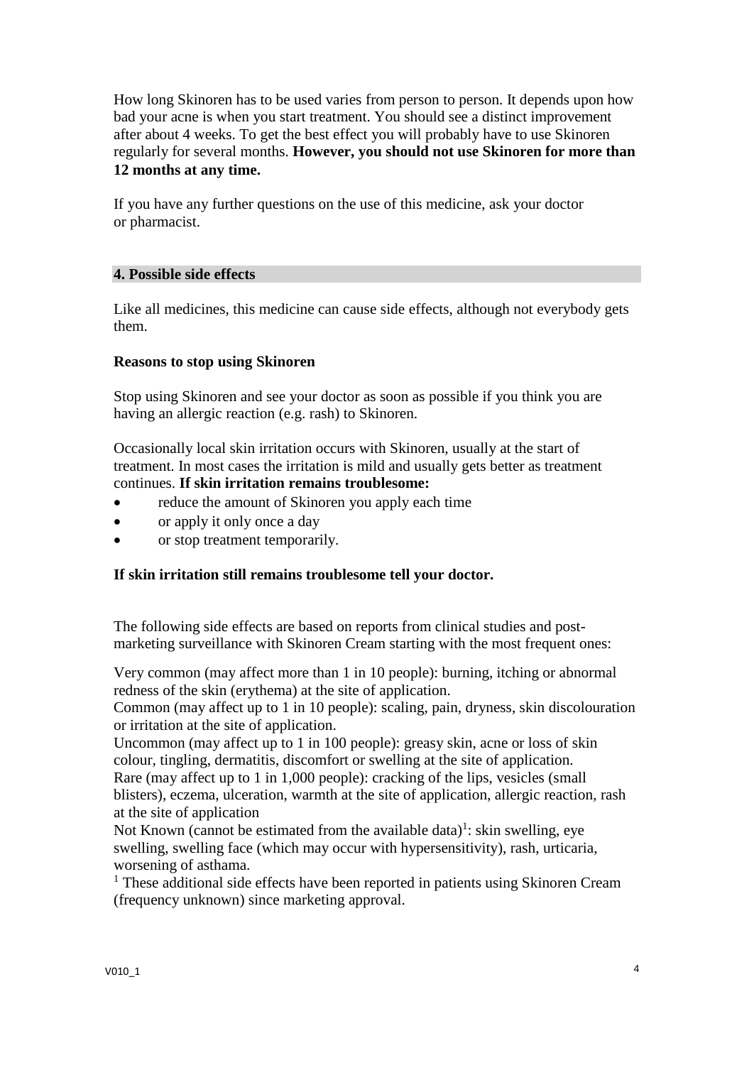How long Skinoren has to be used varies from person to person. It depends upon how bad your acne is when you start treatment. You should see a distinct improvement after about 4 weeks. To get the best effect you will probably have to use Skinoren regularly for several months. **However, you should not use Skinoren for more than 12 months at any time.**

If you have any further questions on the use of this medicine, ask your doctor or pharmacist.

## 4. Possible side effects

Like all medicines, this medicine can cause side effects, although not everybody gets them.

**Reasons to stop using Skinoren**

Stop using Skinoren and see your doctor as soon as possible if you think you are having an allergic reaction (e.g. rash) to Skinoren.

Occasionally local skin irritation occurs with Skinoren, usually at the start of treatment. In most cases the irritation is mild and usually gets better as treatment continues. **If skin irritation remains troublesome:**

- reduce the amount of Skinoren you apply each time
- or apply it only once a day
- or stop treatment temporarily.

**If skin irritation still remains troublesome tell your doctor.**

The following side effects are based on reports from clinical studies and post-marketing surveillance with Skinoren Cream starting with the most frequent ones:

Very common (may affect more than 1 in 10 people): burning, itching or abnormal redness of the skin (erythema) at the site of application.
Common (may affect up to 1 in 10 people): scaling, pain, dryness, skin discolouration or irritation at the site of application.
Uncommon (may affect up to 1 in 100 people): greasy skin, acne or loss of skin colour, tingling, dermatitis, discomfort or swelling at the site of application.
Rare (may affect up to 1 in 1,000 people): cracking of the lips, vesicles (small blisters), eczema, ulceration, warmth at the site of application, allergic reaction, rash at the site of application
Not Known (cannot be estimated from the available data)[1]: skin swelling, eye swelling, swelling face (which may occur with hypersensitivity), rash, urticaria, worsening of asthama.
[1] These additional side effects have been reported in patients using Skinoren Cream (frequency unknown) since marketing approval.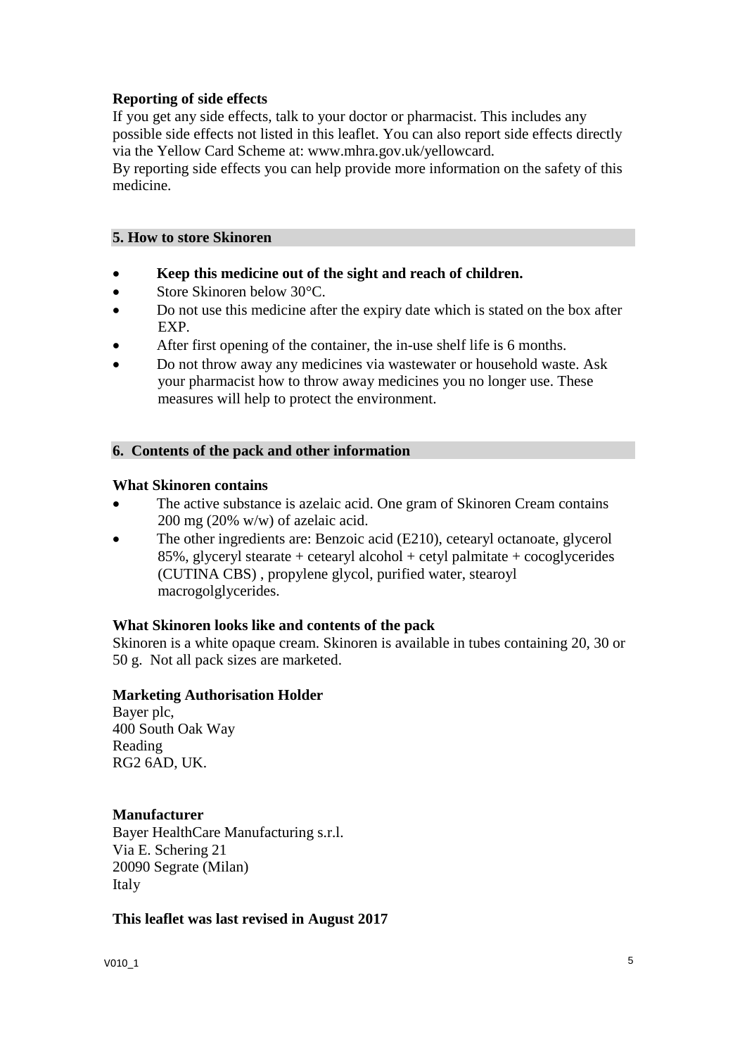**Reporting of side effects**

If you get any side effects, talk to your doctor or pharmacist. This includes any possible side effects not listed in this leaflet. You can also report side effects directly via the Yellow Card Scheme at: www.mhra.gov.uk/yellowcard.

By reporting side effects you can help provide more information on the safety of this medicine.

## 5. How to store Skinoren

- **Keep this medicine out of the sight and reach of children.**
- Store Skinoren below 30°C.
- Do not use this medicine after the expiry date which is stated on the box after EXP.
- After first opening of the container, the in-use shelf life is 6 months.
- Do not throw away any medicines via wastewater or household waste. Ask your pharmacist how to throw away medicines you no longer use. These measures will help to protect the environment.

## 6. Contents of the pack and other information

**What Skinoren contains**

- The active substance is azelaic acid. One gram of Skinoren Cream contains 200 mg (20% w/w) of azelaic acid.
- The other ingredients are: Benzoic acid (E210), cetearyl octanoate, glycerol 85%, glyceryl stearate + cetearyl alcohol + cetyl palmitate + cocoglycerides (CUTINA CBS) , propylene glycol, purified water, stearoyl macrogolglycerides.

**What Skinoren looks like and contents of the pack**

Skinoren is a white opaque cream. Skinoren is available in tubes containing 20, 30 or 50 g. Not all pack sizes are marketed.

**Marketing Authorisation Holder**

Bayer plc,
400 South Oak Way
Reading
RG2 6AD, UK.

**Manufacturer**

Bayer HealthCare Manufacturing s.r.l.
Via E. Schering 21
20090 Segrate (Milan)
Italy

**This leaflet was last revised in August 2017**

V010_1